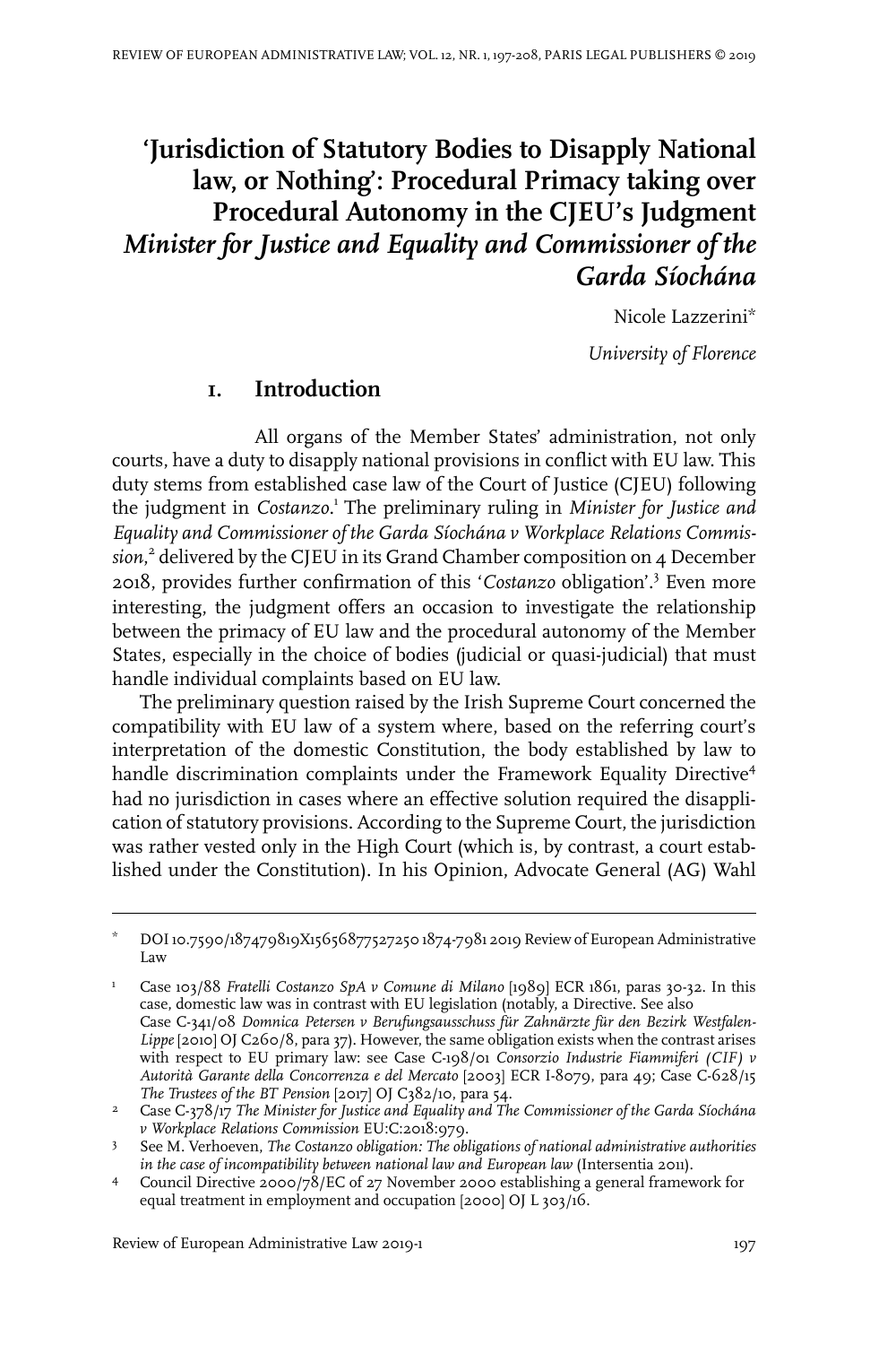# 'Jurisdiction of Statutory Bodies to Disapply National law, or Nothing': Procedural Primacy taking over Procedural Autonomy in the CJEU's Judgment *Minister for Justice and Equality and Commissioner of the Garda Síochána*

Nicole Lazzerini*

*University of Florence*

## 1. Introduction

All organs of the Member States' administration, not only courts, have a duty to disapply national provisions in conflict with EU law. This duty stems from established case law of the Court of Justice (CJEU) following the judgment in *Costanzo*.[1] The preliminary ruling in *Minister for Justice and Equality and Commissioner of the Garda Síochána v Workplace Relations Commission*,[2] delivered by the CJEU in its Grand Chamber composition on 4 December 2018, provides further confirmation of this '*Costanzo* obligation'.[3] Even more interesting, the judgment offers an occasion to investigate the relationship between the primacy of EU law and the procedural autonomy of the Member States, especially in the choice of bodies (judicial or quasi-judicial) that must handle individual complaints based on EU law.

The preliminary question raised by the Irish Supreme Court concerned the compatibility with EU law of a system where, based on the referring court's interpretation of the domestic Constitution, the body established by law to handle discrimination complaints under the Framework Equality Directive[4] had no jurisdiction in cases where an effective solution required the disapplication of statutory provisions. According to the Supreme Court, the jurisdiction was rather vested only in the High Court (which is, by contrast, a court established under the Constitution). In his Opinion, Advocate General (AG) Wahl

---

\* DOI 10.7590/187479819X15656877527250 1874-7981 2019 Review of European Administrative Law

1 Case 103/88 *Fratelli Costanzo SpA v Comune di Milano* [1989] ECR 1861, paras 30-32. In this case, domestic law was in contrast with EU legislation (notably, a Directive. See also Case C-341/08 *Domnica Petersen v Berufungsausschuss für Zahnärzte für den Bezirk Westfalen-Lippe* [2010] OJ C260/8, para 37). However, the same obligation exists when the contrast arises with respect to EU primary law: see Case C-198/01 *Consorzio Industrie Fiammiferi (CIF) v Autorità Garante della Concorrenza e del Mercato* [2003] ECR I-8079, para 49; Case C-628/15 *The Trustees of the BT Pension* [2017] OJ C382/10, para 54.

2 Case C-378/17 *The Minister for Justice and Equality and The Commissioner of the Garda Síochána v Workplace Relations Commission* EU:C:2018:979.

3 See M. Verhoeven, *The Costanzo obligation: The obligations of national administrative authorities in the case of incompatibility between national law and European law* (Intersentia 2011).

4 Council Directive 2000/78/EC of 27 November 2000 establishing a general framework for equal treatment in employment and occupation [2000] OJ L 303/16.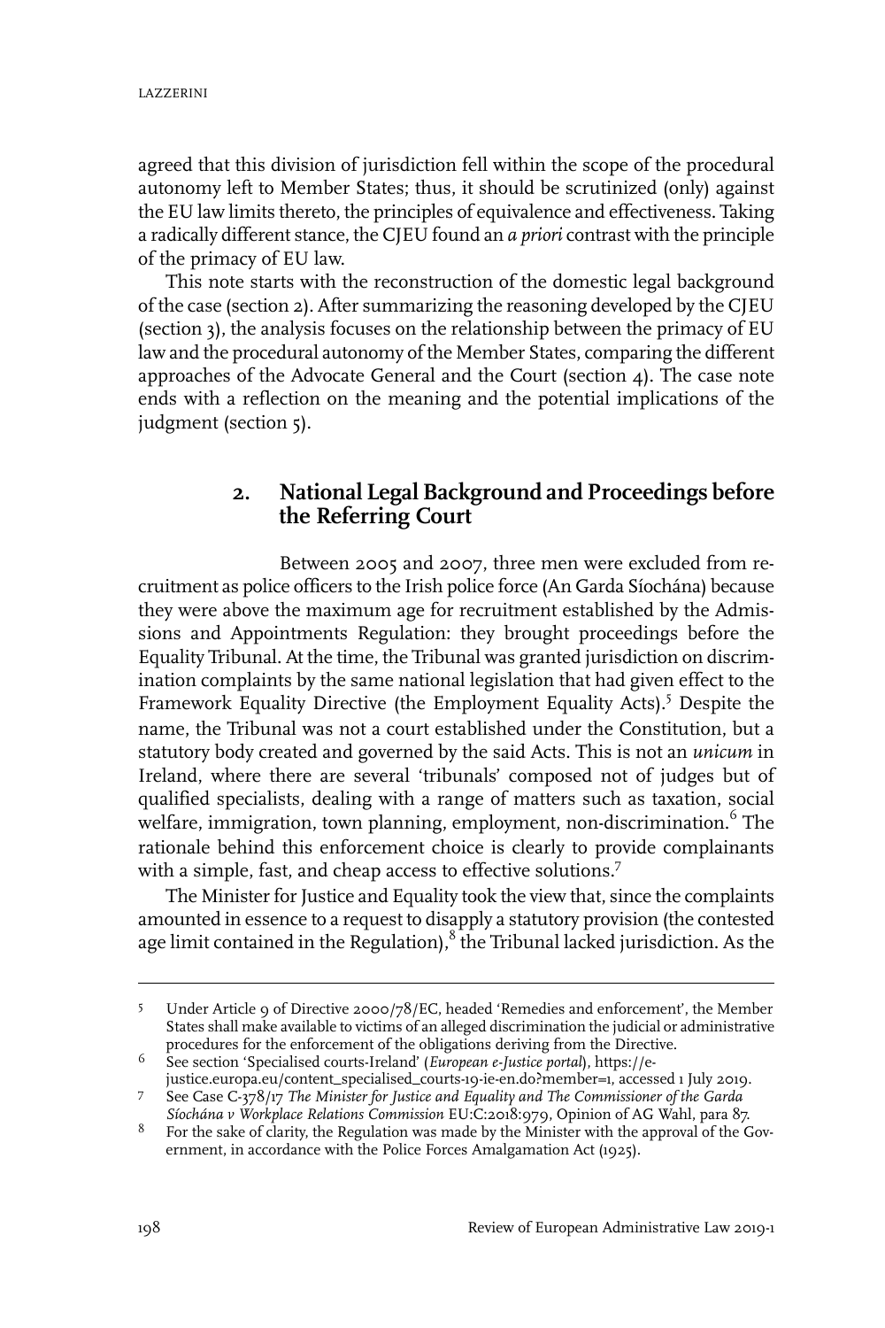agreed that this division of jurisdiction fell within the scope of the procedural autonomy left to Member States; thus, it should be scrutinized (only) against the EU law limits thereto, the principles of equivalence and effectiveness. Taking a radically different stance, the CJEU found an *a priori* contrast with the principle of the primacy of EU law.

This note starts with the reconstruction of the domestic legal background of the case (section 2). After summarizing the reasoning developed by the CJEU (section 3), the analysis focuses on the relationship between the primacy of EU law and the procedural autonomy of the Member States, comparing the different approaches of the Advocate General and the Court (section 4). The case note ends with a reflection on the meaning and the potential implications of the judgment (section 5).

## 2. National Legal Background and Proceedings before the Referring Court

Between 2005 and 2007, three men were excluded from recruitment as police officers to the Irish police force (An Garda Síochána) because they were above the maximum age for recruitment established by the Admissions and Appointments Regulation: they brought proceedings before the Equality Tribunal. At the time, the Tribunal was granted jurisdiction on discrimination complaints by the same national legislation that had given effect to the Framework Equality Directive (the Employment Equality Acts).[5] Despite the name, the Tribunal was not a court established under the Constitution, but a statutory body created and governed by the said Acts. This is not an *unicum* in Ireland, where there are several 'tribunals' composed not of judges but of qualified specialists, dealing with a range of matters such as taxation, social welfare, immigration, town planning, employment, non-discrimination.[6] The rationale behind this enforcement choice is clearly to provide complainants with a simple, fast, and cheap access to effective solutions.[7]

The Minister for Justice and Equality took the view that, since the complaints amounted in essence to a request to disapply a statutory provision (the contested age limit contained in the Regulation),[8] the Tribunal lacked jurisdiction. As the

---

[5] Under Article 9 of Directive 2000/78/EC, headed 'Remedies and enforcement', the Member States shall make available to victims of an alleged discrimination the judicial or administrative procedures for the enforcement of the obligations deriving from the Directive.

[6] See section 'Specialised courts-Ireland' (*European e-Justice portal*), https://e-justice.europa.eu/content_specialised_courts-19-ie-en.do?member=1, accessed 1 July 2019.

[7] See Case C-378/17 *The Minister for Justice and Equality and The Commissioner of the Garda Síochána v Workplace Relations Commission* EU:C:2018:979, Opinion of AG Wahl, para 87.

[8] For the sake of clarity, the Regulation was made by the Minister with the approval of the Government, in accordance with the Police Forces Amalgamation Act (1925).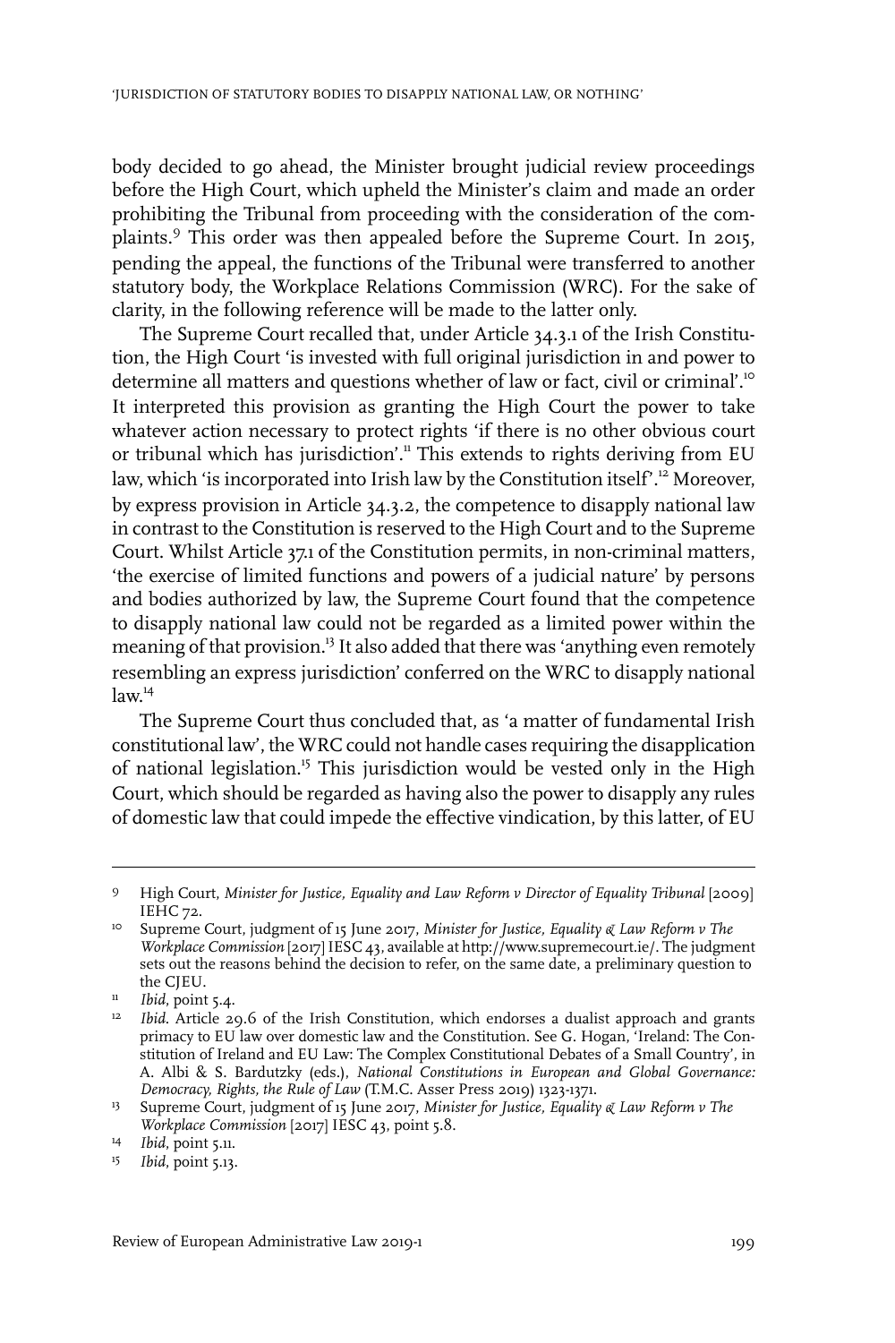body decided to go ahead, the Minister brought judicial review proceedings before the High Court, which upheld the Minister's claim and made an order prohibiting the Tribunal from proceeding with the consideration of the complaints.[9] This order was then appealed before the Supreme Court. In 2015, pending the appeal, the functions of the Tribunal were transferred to another statutory body, the Workplace Relations Commission (WRC). For the sake of clarity, in the following reference will be made to the latter only.

The Supreme Court recalled that, under Article 34.3.1 of the Irish Constitution, the High Court 'is invested with full original jurisdiction in and power to determine all matters and questions whether of law or fact, civil or criminal'.[10] It interpreted this provision as granting the High Court the power to take whatever action necessary to protect rights 'if there is no other obvious court or tribunal which has jurisdiction'.[11] This extends to rights deriving from EU law, which 'is incorporated into Irish law by the Constitution itself'.[12] Moreover, by express provision in Article 34.3.2, the competence to disapply national law in contrast to the Constitution is reserved to the High Court and to the Supreme Court. Whilst Article 37.1 of the Constitution permits, in non-criminal matters, 'the exercise of limited functions and powers of a judicial nature' by persons and bodies authorized by law, the Supreme Court found that the competence to disapply national law could not be regarded as a limited power within the meaning of that provision.[13] It also added that there was 'anything even remotely resembling an express jurisdiction' conferred on the WRC to disapply national law.[14]

The Supreme Court thus concluded that, as 'a matter of fundamental Irish constitutional law', the WRC could not handle cases requiring the disapplication of national legislation.[15] This jurisdiction would be vested only in the High Court, which should be regarded as having also the power to disapply any rules of domestic law that could impede the effective vindication, by this latter, of EU

---

9 High Court, *Minister for Justice, Equality and Law Reform v Director of Equality Tribunal* [2009] IEHC 72.

10 Supreme Court, judgment of 15 June 2017, *Minister for Justice, Equality & Law Reform v The Workplace Commission* [2017] IESC 43, available at http://www.supremecourt.ie/. The judgment sets out the reasons behind the decision to refer, on the same date, a preliminary question to the CJEU.

11 *Ibid*, point 5.4.

12 *Ibid*. Article 29.6 of the Irish Constitution, which endorses a dualist approach and grants primacy to EU law over domestic law and the Constitution. See G. Hogan, 'Ireland: The Constitution of Ireland and EU Law: The Complex Constitutional Debates of a Small Country', in A. Albi & S. Bardutzky (eds.), *National Constitutions in European and Global Governance: Democracy, Rights, the Rule of Law* (T.M.C. Asser Press 2019) 1323-1371.

13 Supreme Court, judgment of 15 June 2017, *Minister for Justice, Equality & Law Reform v The Workplace Commission* [2017] IESC 43, point 5.8.

14 *Ibid*, point 5.11.

15 *Ibid*, point 5.13.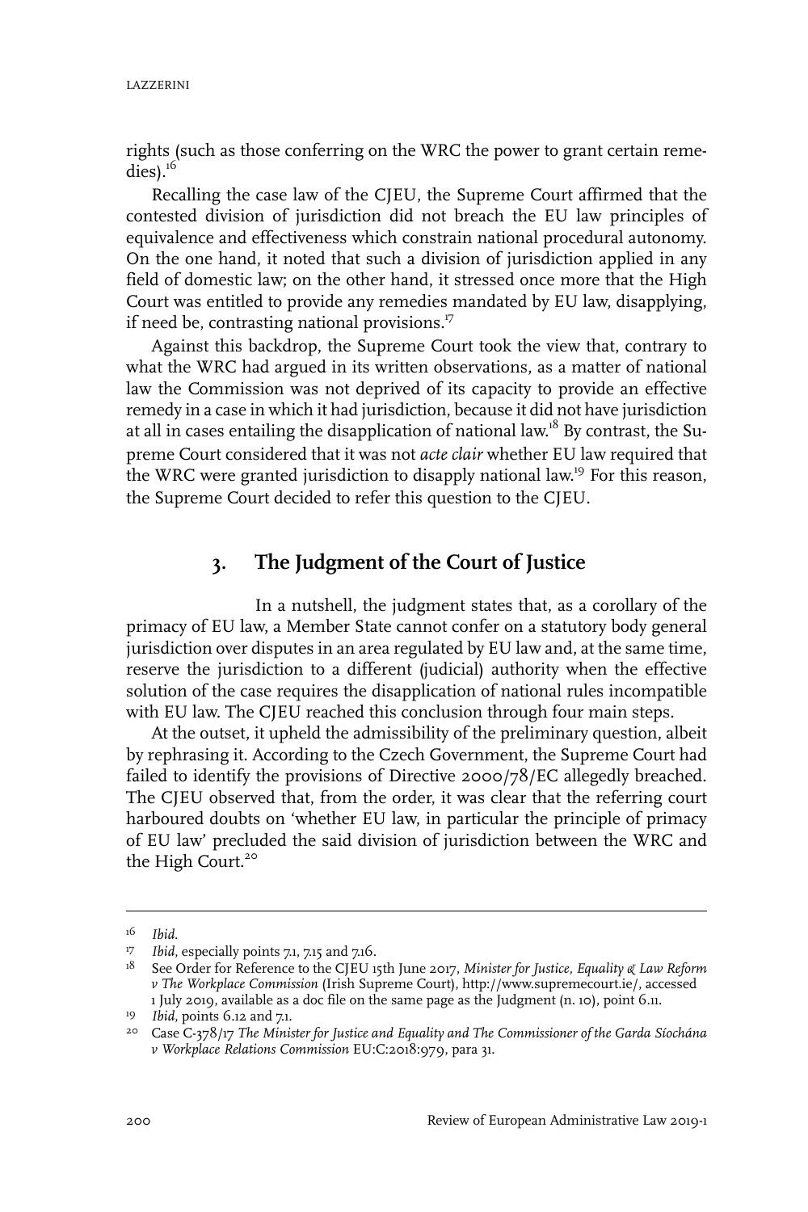rights (such as those conferring on the WRC the power to grant certain remedies).[16]

Recalling the case law of the CJEU, the Supreme Court affirmed that the contested division of jurisdiction did not breach the EU law principles of equivalence and effectiveness which constrain national procedural autonomy. On the one hand, it noted that such a division of jurisdiction applied in any field of domestic law; on the other hand, it stressed once more that the High Court was entitled to provide any remedies mandated by EU law, disapplying, if need be, contrasting national provisions.[17]

Against this backdrop, the Supreme Court took the view that, contrary to what the WRC had argued in its written observations, as a matter of national law the Commission was not deprived of its capacity to provide an effective remedy in a case in which it had jurisdiction, because it did not have jurisdiction at all in cases entailing the disapplication of national law.[18] By contrast, the Supreme Court considered that it was not *acte clair* whether EU law required that the WRC were granted jurisdiction to disapply national law.[19] For this reason, the Supreme Court decided to refer this question to the CJEU.

## 3. The Judgment of the Court of Justice

In a nutshell, the judgment states that, as a corollary of the primacy of EU law, a Member State cannot confer on a statutory body general jurisdiction over disputes in an area regulated by EU law and, at the same time, reserve the jurisdiction to a different (judicial) authority when the effective solution of the case requires the disapplication of national rules incompatible with EU law. The CJEU reached this conclusion through four main steps.

At the outset, it upheld the admissibility of the preliminary question, albeit by rephrasing it. According to the Czech Government, the Supreme Court had failed to identify the provisions of Directive 2000/78/EC allegedly breached. The CJEU observed that, from the order, it was clear that the referring court harboured doubts on 'whether EU law, in particular the principle of primacy of EU law' precluded the said division of jurisdiction between the WRC and the High Court.[20]

---

[16] *Ibid*.

[17] *Ibid*, especially points 7.1, 7.15 and 7.16.

[18] See Order for Reference to the CJEU 15th June 2017, *Minister for Justice, Equality & Law Reform v The Workplace Commission* (Irish Supreme Court), http://www.supremecourt.ie/, accessed 1 July 2019, available as a doc file on the same page as the Judgment (n. 10), point 6.11.

[19] *Ibid*, points 6.12 and 7.1.

[20] Case C-378/17 *The Minister for Justice and Equality and The Commissioner of the Garda Síochána v Workplace Relations Commission* EU:C:2018:979, para 31.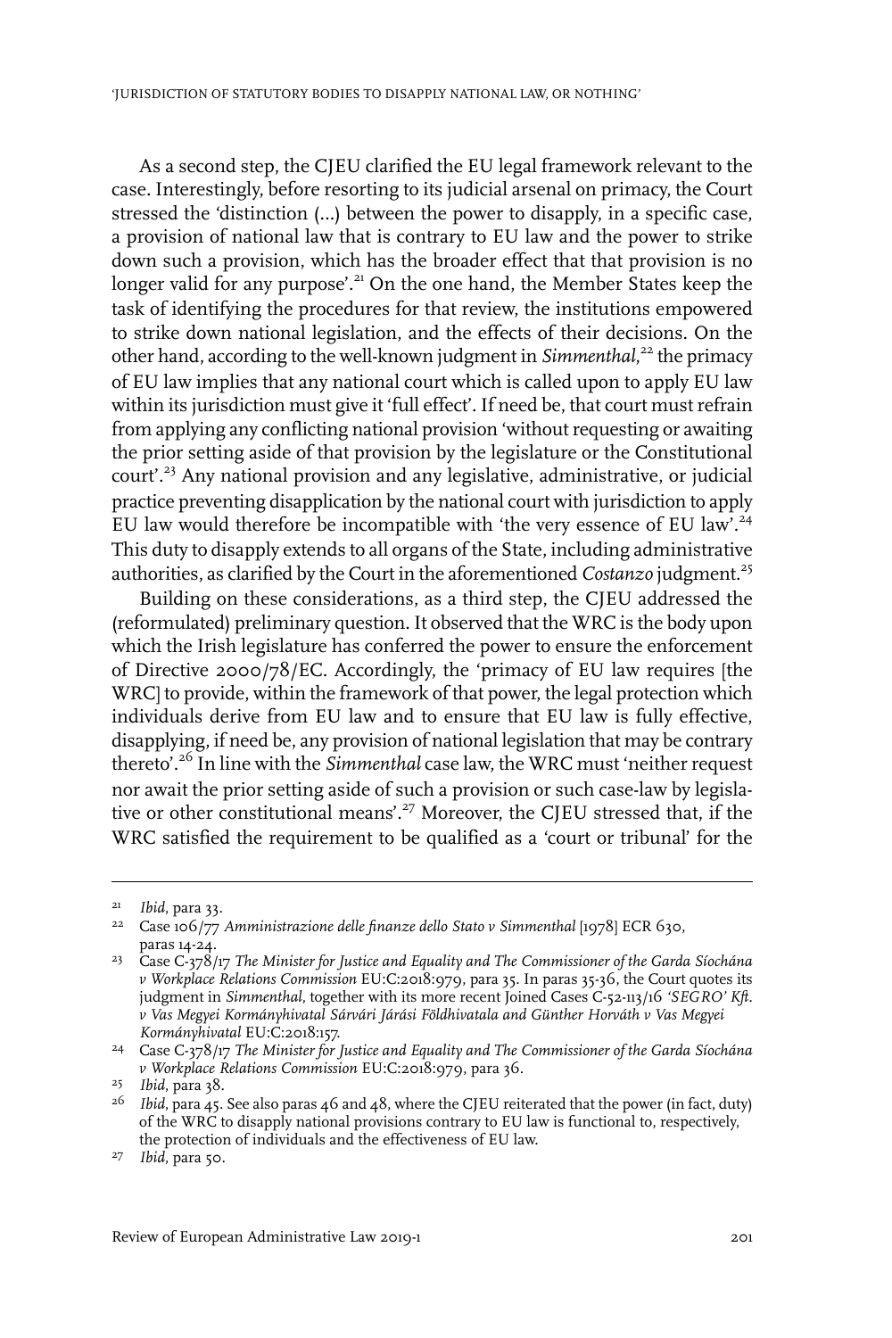As a second step, the CJEU clarified the EU legal framework relevant to the case. Interestingly, before resorting to its judicial arsenal on primacy, the Court stressed the 'distinction (...) between the power to disapply, in a specific case, a provision of national law that is contrary to EU law and the power to strike down such a provision, which has the broader effect that that provision is no longer valid for any purpose'.[21] On the one hand, the Member States keep the task of identifying the procedures for that review, the institutions empowered to strike down national legislation, and the effects of their decisions. On the other hand, according to the well-known judgment in *Simmenthal*,[22] the primacy of EU law implies that any national court which is called upon to apply EU law within its jurisdiction must give it 'full effect'. If need be, that court must refrain from applying any conflicting national provision 'without requesting or awaiting the prior setting aside of that provision by the legislature or the Constitutional court'.[23] Any national provision and any legislative, administrative, or judicial practice preventing disapplication by the national court with jurisdiction to apply EU law would therefore be incompatible with 'the very essence of EU law'.[24] This duty to disapply extends to all organs of the State, including administrative authorities, as clarified by the Court in the aforementioned *Costanzo* judgment.[25]

Building on these considerations, as a third step, the CJEU addressed the (reformulated) preliminary question. It observed that the WRC is the body upon which the Irish legislature has conferred the power to ensure the enforcement of Directive 2000/78/EC. Accordingly, the 'primacy of EU law requires [the WRC] to provide, within the framework of that power, the legal protection which individuals derive from EU law and to ensure that EU law is fully effective, disapplying, if need be, any provision of national legislation that may be contrary thereto'.[26] In line with the *Simmenthal* case law, the WRC must 'neither request nor await the prior setting aside of such a provision or such case-law by legislative or other constitutional means'.[27] Moreover, the CJEU stressed that, if the WRC satisfied the requirement to be qualified as a 'court or tribunal' for the

---

[21] *Ibid*, para 33.

[22] Case 106/77 *Amministrazione delle finanze dello Stato v Simmenthal* [1978] ECR 630, paras 14-24.

[23] Case C-378/17 *The Minister for Justice and Equality and The Commissioner of the Garda Síochána v Workplace Relations Commission* EU:C:2018:979, para 35. In paras 35-36, the Court quotes its judgment in *Simmenthal*, together with its more recent Joined Cases C-52-113/16 *'SEGRO' Kft. v Vas Megyei Kormányhivatal Sárvári Járási Földhivatala and Günther Horváth v Vas Megyei Kormányhivatal* EU:C:2018:157.

[24] Case C-378/17 *The Minister for Justice and Equality and The Commissioner of the Garda Síochána v Workplace Relations Commission* EU:C:2018:979, para 36.

[25] *Ibid*, para 38.

[26] *Ibid*, para 45. See also paras 46 and 48, where the CJEU reiterated that the power (in fact, duty) of the WRC to disapply national provisions contrary to EU law is functional to, respectively, the protection of individuals and the effectiveness of EU law.

[27] *Ibid*, para 50.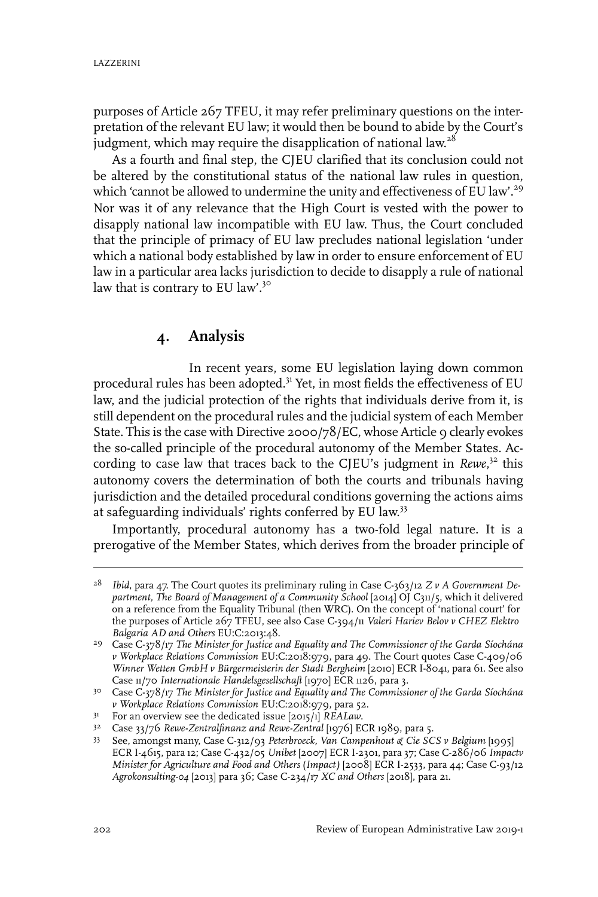purposes of Article 267 TFEU, it may refer preliminary questions on the interpretation of the relevant EU law; it would then be bound to abide by the Court's judgment, which may require the disapplication of national law.[28]

As a fourth and final step, the CJEU clarified that its conclusion could not be altered by the constitutional status of the national law rules in question, which 'cannot be allowed to undermine the unity and effectiveness of EU law'.[29] Nor was it of any relevance that the High Court is vested with the power to disapply national law incompatible with EU law. Thus, the Court concluded that the principle of primacy of EU law precludes national legislation 'under which a national body established by law in order to ensure enforcement of EU law in a particular area lacks jurisdiction to decide to disapply a rule of national law that is contrary to EU law'.[30]

## 4. Analysis

In recent years, some EU legislation laying down common procedural rules has been adopted.[31] Yet, in most fields the effectiveness of EU law, and the judicial protection of the rights that individuals derive from it, is still dependent on the procedural rules and the judicial system of each Member State. This is the case with Directive 2000/78/EC, whose Article 9 clearly evokes the so-called principle of the procedural autonomy of the Member States. According to case law that traces back to the CJEU's judgment in *Rewe*,[32] this autonomy covers the determination of both the courts and tribunals having jurisdiction and the detailed procedural conditions governing the actions aims at safeguarding individuals' rights conferred by EU law.[33]

Importantly, procedural autonomy has a two-fold legal nature. It is a prerogative of the Member States, which derives from the broader principle of

---

28 *Ibid*, para 47. The Court quotes its preliminary ruling in Case C-363/12 *Z v A Government Department, The Board of Management of a Community School* [2014] OJ C311/5, which it delivered on a reference from the Equality Tribunal (then WRC). On the concept of 'national court' for the purposes of Article 267 TFEU, see also Case C-394/11 *Valeri Hariev Belov v CHEZ Elektro Balgaria AD and Others* EU:C:2013:48.

29 Case C-378/17 *The Minister for Justice and Equality and The Commissioner of the Garda Síochána v Workplace Relations Commission* EU:C:2018:979, para 49. The Court quotes Case C-409/06 *Winner Wetten GmbH v Bürgermeisterin der Stadt Bergheim* [2010] ECR I-8041, para 61. See also Case 11/70 *Internationale Handelsgesellschaft* [1970] ECR 1126, para 3.

30 Case C-378/17 *The Minister for Justice and Equality and The Commissioner of the Garda Síochána v Workplace Relations Commission* EU:C:2018:979, para 52.

31 For an overview see the dedicated issue [2015/1] *REALaw*.

32 Case 33/76 *Rewe-Zentralfinanz and Rewe-Zentral* [1976] ECR 1989, para 5.

33 See, amongst many, Case C-312/93 *Peterbroeck, Van Campenhout & Cie SCS v Belgium* [1995] ECR I-4615, para 12; Case C-432/05 *Unibet* [2007] ECR I-2301, para 37; Case C-286/06 *Impactv Minister for Agriculture and Food and Others (Impact)* [2008] ECR I-2533, para 44; Case C-93/12 *Agrokonsulting-04* [2013] para 36; Case C-234/17 *XC and Others* [2018], para 21.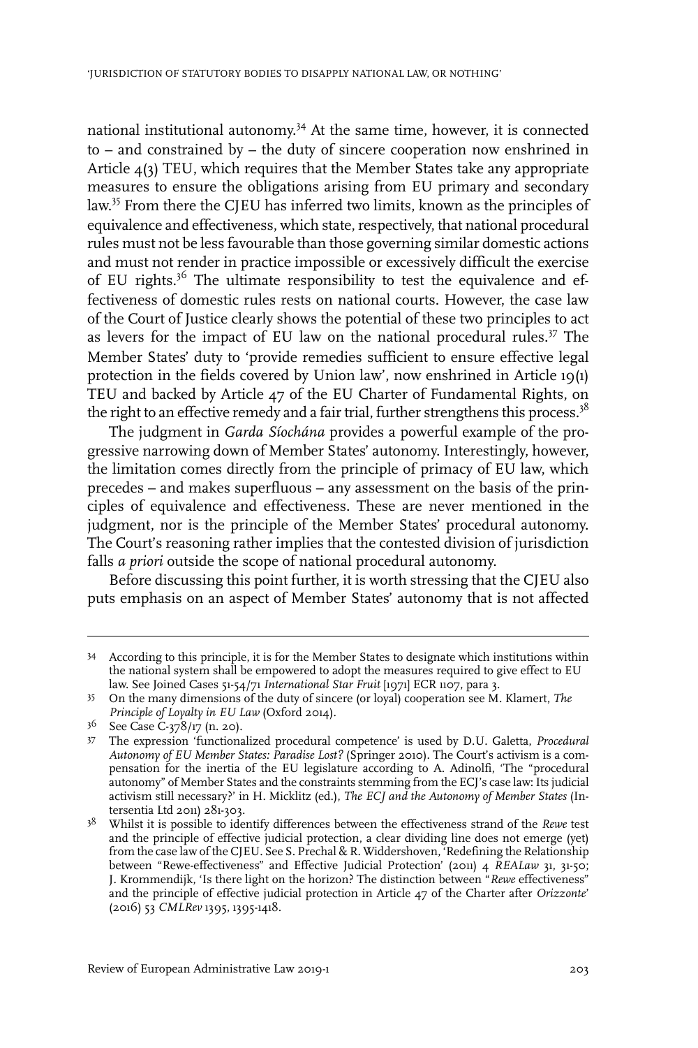national institutional autonomy.[34] At the same time, however, it is connected to – and constrained by – the duty of sincere cooperation now enshrined in Article 4(3) TEU, which requires that the Member States take any appropriate measures to ensure the obligations arising from EU primary and secondary law.[35] From there the CJEU has inferred two limits, known as the principles of equivalence and effectiveness, which state, respectively, that national procedural rules must not be less favourable than those governing similar domestic actions and must not render in practice impossible or excessively difficult the exercise of EU rights.[36] The ultimate responsibility to test the equivalence and effectiveness of domestic rules rests on national courts. However, the case law of the Court of Justice clearly shows the potential of these two principles to act as levers for the impact of EU law on the national procedural rules.[37] The Member States' duty to 'provide remedies sufficient to ensure effective legal protection in the fields covered by Union law', now enshrined in Article 19(1) TEU and backed by Article 47 of the EU Charter of Fundamental Rights, on the right to an effective remedy and a fair trial, further strengthens this process.[38]

The judgment in *Garda Síochána* provides a powerful example of the progressive narrowing down of Member States' autonomy. Interestingly, however, the limitation comes directly from the principle of primacy of EU law, which precedes – and makes superfluous – any assessment on the basis of the principles of equivalence and effectiveness. These are never mentioned in the judgment, nor is the principle of the Member States' procedural autonomy. The Court's reasoning rather implies that the contested division of jurisdiction falls *a priori* outside the scope of national procedural autonomy.

Before discussing this point further, it is worth stressing that the CJEU also puts emphasis on an aspect of Member States' autonomy that is not affected

---

34 According to this principle, it is for the Member States to designate which institutions within the national system shall be empowered to adopt the measures required to give effect to EU law. See Joined Cases 51-54/71 *International Star Fruit* [1971] ECR 1107, para 3.

35 On the many dimensions of the duty of sincere (or loyal) cooperation see M. Klamert, *The Principle of Loyalty in EU Law* (Oxford 2014).

36 See Case C-378/17 (n. 20).

37 The expression 'functionalized procedural competence' is used by D.U. Galetta, *Procedural Autonomy of EU Member States: Paradise Lost?* (Springer 2010). The Court's activism is a compensation for the inertia of the EU legislature according to A. Adinolfi, 'The "procedural autonomy" of Member States and the constraints stemming from the ECJ's case law: Its judicial activism still necessary?' in H. Micklitz (ed.), *The ECJ and the Autonomy of Member States* (Intersentia Ltd 2011) 281-303.

38 Whilst it is possible to identify differences between the effectiveness strand of the *Rewe* test and the principle of effective judicial protection, a clear dividing line does not emerge (yet) from the case law of the CJEU. See S. Prechal & R. Widdershoven, 'Redefining the Relationship between "Rewe-effectiveness" and Effective Judicial Protection' (2011) 4 *REALaw* 31, 31-50; J. Krommendijk, 'Is there light on the horizon? The distinction between "*Rewe* effectiveness" and the principle of effective judicial protection in Article 47 of the Charter after *Orizzonte*' (2016) 53 *CMLRev* 1395, 1395-1418.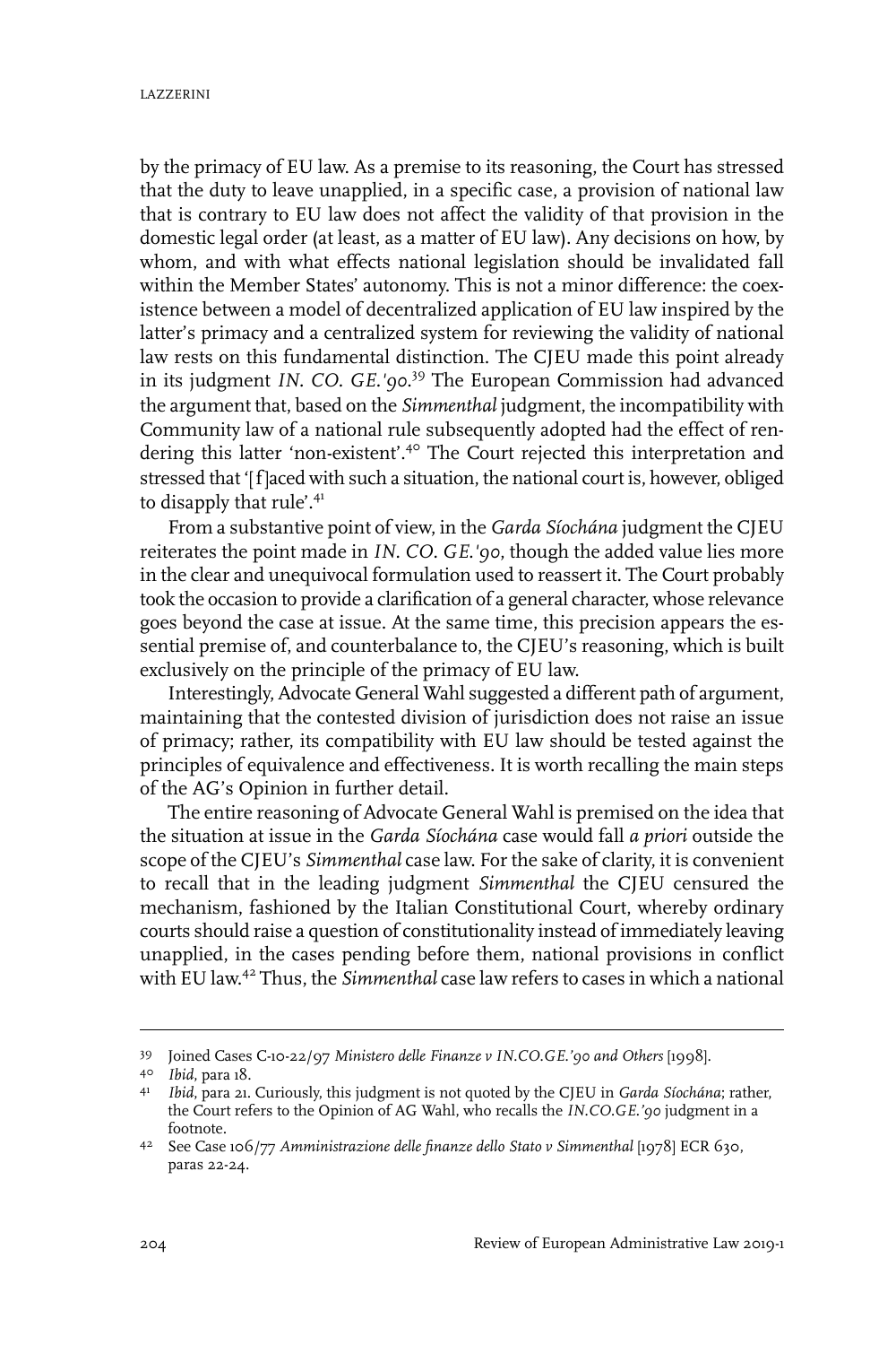by the primacy of EU law. As a premise to its reasoning, the Court has stressed that the duty to leave unapplied, in a specific case, a provision of national law that is contrary to EU law does not affect the validity of that provision in the domestic legal order (at least, as a matter of EU law). Any decisions on how, by whom, and with what effects national legislation should be invalidated fall within the Member States' autonomy. This is not a minor difference: the coexistence between a model of decentralized application of EU law inspired by the latter's primacy and a centralized system for reviewing the validity of national law rests on this fundamental distinction. The CJEU made this point already in its judgment *IN. CO. GE.'90*.[39] The European Commission had advanced the argument that, based on the *Simmenthal* judgment, the incompatibility with Community law of a national rule subsequently adopted had the effect of rendering this latter 'non-existent'.[40] The Court rejected this interpretation and stressed that '[f]aced with such a situation, the national court is, however, obliged to disapply that rule'.[41]

From a substantive point of view, in the *Garda Síochána* judgment the CJEU reiterates the point made in *IN. CO. GE.'90*, though the added value lies more in the clear and unequivocal formulation used to reassert it. The Court probably took the occasion to provide a clarification of a general character, whose relevance goes beyond the case at issue. At the same time, this precision appears the essential premise of, and counterbalance to, the CJEU's reasoning, which is built exclusively on the principle of the primacy of EU law.

Interestingly, Advocate General Wahl suggested a different path of argument, maintaining that the contested division of jurisdiction does not raise an issue of primacy; rather, its compatibility with EU law should be tested against the principles of equivalence and effectiveness. It is worth recalling the main steps of the AG's Opinion in further detail.

The entire reasoning of Advocate General Wahl is premised on the idea that the situation at issue in the *Garda Síochána* case would fall *a priori* outside the scope of the CJEU's *Simmenthal* case law. For the sake of clarity, it is convenient to recall that in the leading judgment *Simmenthal* the CJEU censured the mechanism, fashioned by the Italian Constitutional Court, whereby ordinary courts should raise a question of constitutionality instead of immediately leaving unapplied, in the cases pending before them, national provisions in conflict with EU law.[42] Thus, the *Simmenthal* case law refers to cases in which a national

---

39 Joined Cases C-10-22/97 *Ministero delle Finanze v IN.CO.GE.'90 and Others* [1998].

40 *Ibid*, para 18.

41 *Ibid*, para 21. Curiously, this judgment is not quoted by the CJEU in *Garda Síochána*; rather, the Court refers to the Opinion of AG Wahl, who recalls the *IN.CO.GE.'90* judgment in a footnote.

42 See Case 106/77 *Amministrazione delle finanze dello Stato v Simmenthal* [1978] ECR 630, paras 22-24.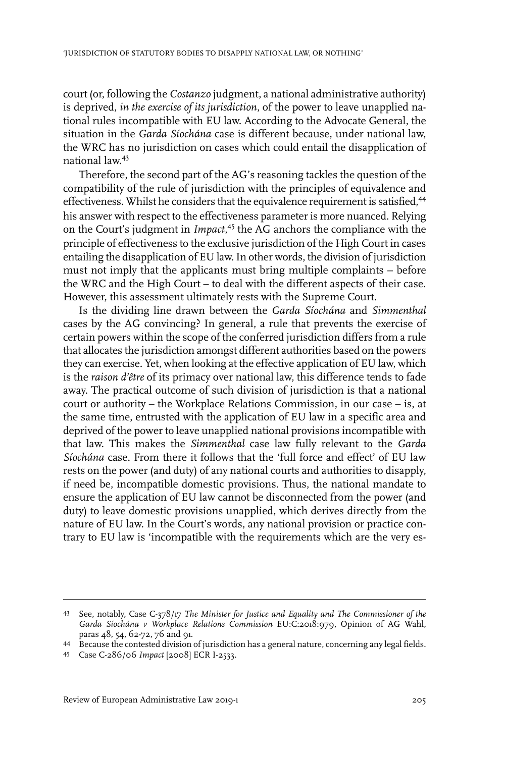court (or, following the *Costanzo* judgment, a national administrative authority) is deprived, *in the exercise of its jurisdiction*, of the power to leave unapplied national rules incompatible with EU law. According to the Advocate General, the situation in the *Garda Síochána* case is different because, under national law, the WRC has no jurisdiction on cases which could entail the disapplication of national law.[43]

Therefore, the second part of the AG's reasoning tackles the question of the compatibility of the rule of jurisdiction with the principles of equivalence and effectiveness. Whilst he considers that the equivalence requirement is satisfied,[44] his answer with respect to the effectiveness parameter is more nuanced. Relying on the Court's judgment in *Impact*,[45] the AG anchors the compliance with the principle of effectiveness to the exclusive jurisdiction of the High Court in cases entailing the disapplication of EU law. In other words, the division of jurisdiction must not imply that the applicants must bring multiple complaints – before the WRC and the High Court – to deal with the different aspects of their case. However, this assessment ultimately rests with the Supreme Court.

Is the dividing line drawn between the *Garda Síochána* and *Simmenthal* cases by the AG convincing? In general, a rule that prevents the exercise of certain powers within the scope of the conferred jurisdiction differs from a rule that allocates the jurisdiction amongst different authorities based on the powers they can exercise. Yet, when looking at the effective application of EU law, which is the *raison d'être* of its primacy over national law, this difference tends to fade away. The practical outcome of such division of jurisdiction is that a national court or authority – the Workplace Relations Commission, in our case – is, at the same time, entrusted with the application of EU law in a specific area and deprived of the power to leave unapplied national provisions incompatible with that law. This makes the *Simmenthal* case law fully relevant to the *Garda Síochána* case. From there it follows that the 'full force and effect' of EU law rests on the power (and duty) of any national courts and authorities to disapply, if need be, incompatible domestic provisions. Thus, the national mandate to ensure the application of EU law cannot be disconnected from the power (and duty) to leave domestic provisions unapplied, which derives directly from the nature of EU law. In the Court's words, any national provision or practice contrary to EU law is 'incompatible with the requirements which are the very es-

---

43 See, notably, Case C-378/17 *The Minister for Justice and Equality and The Commissioner of the Garda Síochána v Workplace Relations Commission* EU:C:2018:979, Opinion of AG Wahl, paras 48, 54, 62-72, 76 and 91.

44 Because the contested division of jurisdiction has a general nature, concerning any legal fields.

45 Case C-286/06 *Impact* [2008] ECR I-2533.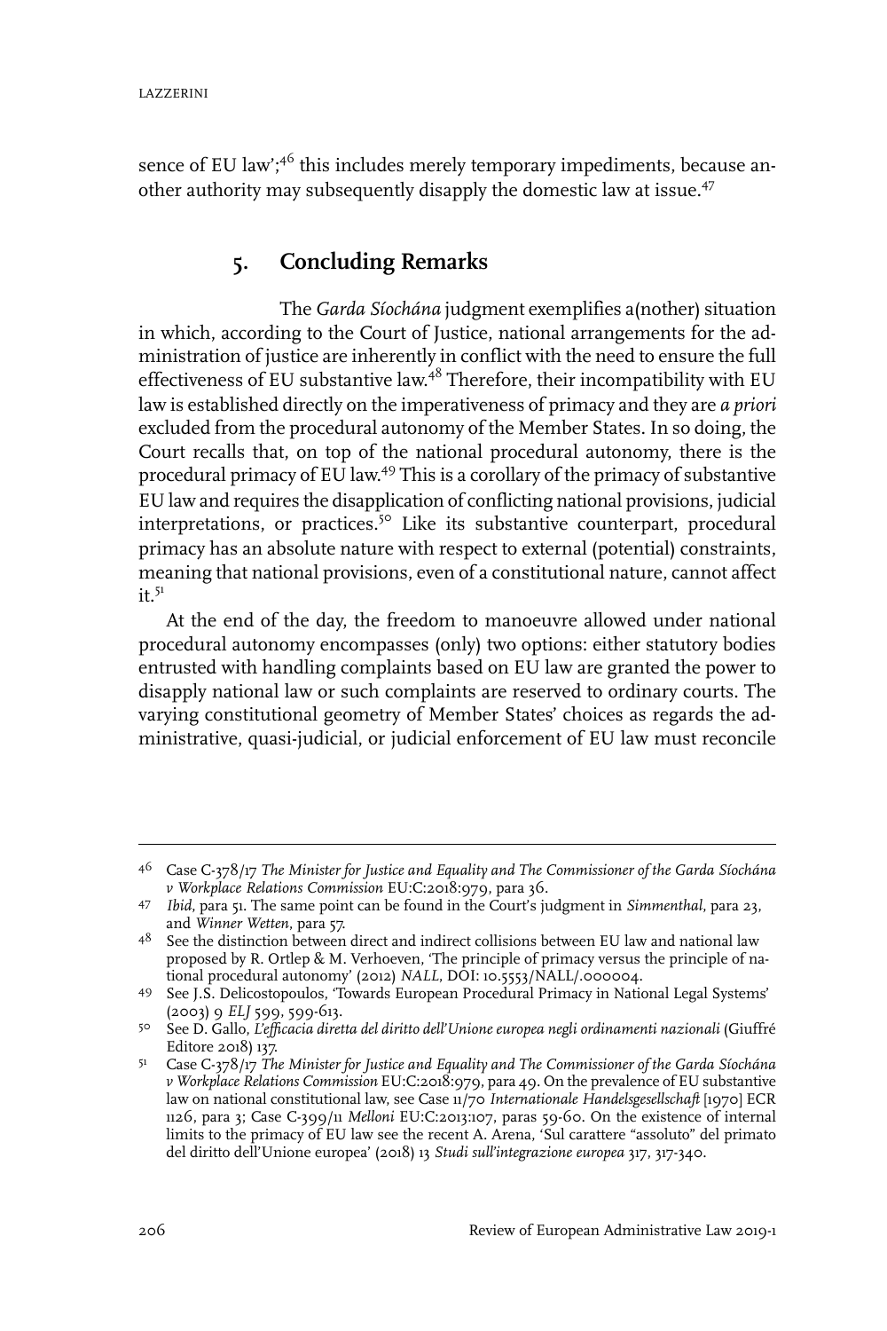sence of EU law';[46] this includes merely temporary impediments, because another authority may subsequently disapply the domestic law at issue.[47]

## 5. Concluding Remarks

The *Garda Síochána* judgment exemplifies a(nother) situation in which, according to the Court of Justice, national arrangements for the administration of justice are inherently in conflict with the need to ensure the full effectiveness of EU substantive law.[48] Therefore, their incompatibility with EU law is established directly on the imperativeness of primacy and they are *a priori* excluded from the procedural autonomy of the Member States. In so doing, the Court recalls that, on top of the national procedural autonomy, there is the procedural primacy of EU law.[49] This is a corollary of the primacy of substantive EU law and requires the disapplication of conflicting national provisions, judicial interpretations, or practices.[50] Like its substantive counterpart, procedural primacy has an absolute nature with respect to external (potential) constraints, meaning that national provisions, even of a constitutional nature, cannot affect it.[51]

At the end of the day, the freedom to manoeuvre allowed under national procedural autonomy encompasses (only) two options: either statutory bodies entrusted with handling complaints based on EU law are granted the power to disapply national law or such complaints are reserved to ordinary courts. The varying constitutional geometry of Member States' choices as regards the administrative, quasi-judicial, or judicial enforcement of EU law must reconcile

---

[46] Case C-378/17 *The Minister for Justice and Equality and The Commissioner of the Garda Síochána v Workplace Relations Commission* EU:C:2018:979, para 36.

[47] *Ibid*, para 51. The same point can be found in the Court's judgment in *Simmenthal*, para 23, and *Winner Wetten*, para 57.

[48] See the distinction between direct and indirect collisions between EU law and national law proposed by R. Ortlep & M. Verhoeven, 'The principle of primacy versus the principle of national procedural autonomy' (2012) *NALL*, DOI: 10.5553/NALL/.000004.

[49] See J.S. Delicostopoulos, 'Towards European Procedural Primacy in National Legal Systems' (2003) 9 *ELJ* 599, 599-613.

[50] See D. Gallo, *L'efficacia diretta del diritto dell'Unione europea negli ordinamenti nazionali* (Giuffré Editore 2018) 137.

[51] Case C-378/17 *The Minister for Justice and Equality and The Commissioner of the Garda Síochána v Workplace Relations Commission* EU:C:2018:979, para 49. On the prevalence of EU substantive law on national constitutional law, see Case 11/70 *Internationale Handelsgesellschaft* [1970] ECR 1126, para 3; Case C-399/11 *Melloni* EU:C:2013:107, paras 59-60. On the existence of internal limits to the primacy of EU law see the recent A. Arena, 'Sul carattere "assoluto" del primato del diritto dell'Unione europea' (2018) 13 *Studi sull'integrazione europea* 317, 317-340.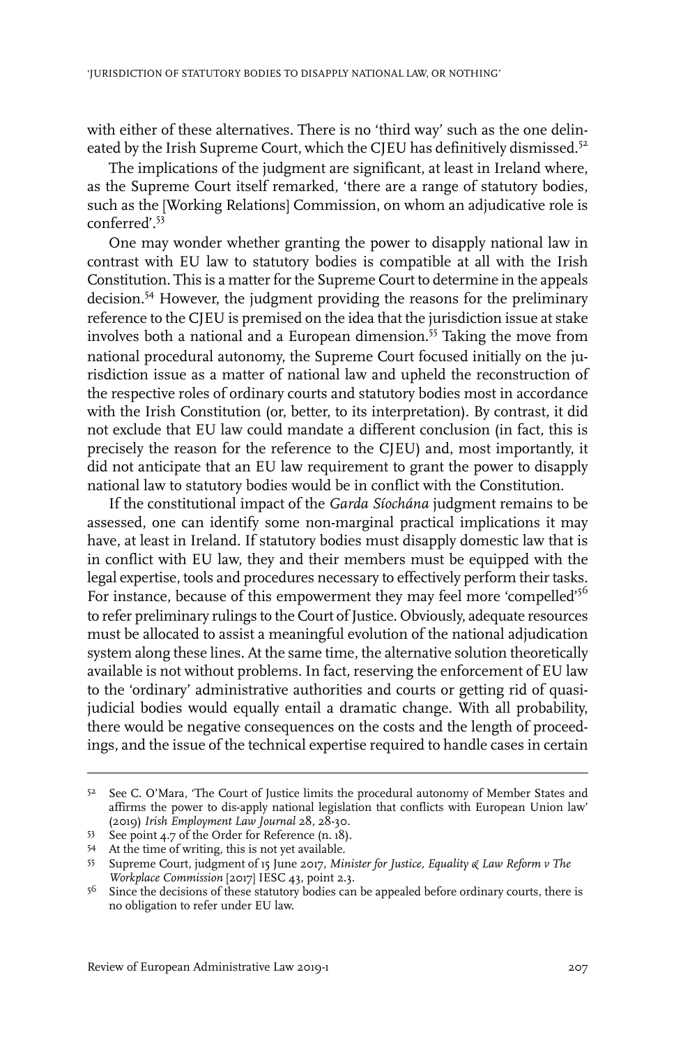with either of these alternatives. There is no 'third way' such as the one delineated by the Irish Supreme Court, which the CJEU has definitively dismissed.[52]

The implications of the judgment are significant, at least in Ireland where, as the Supreme Court itself remarked, 'there are a range of statutory bodies, such as the [Working Relations] Commission, on whom an adjudicative role is conferred'.[53]

One may wonder whether granting the power to disapply national law in contrast with EU law to statutory bodies is compatible at all with the Irish Constitution. This is a matter for the Supreme Court to determine in the appeals decision.[54] However, the judgment providing the reasons for the preliminary reference to the CJEU is premised on the idea that the jurisdiction issue at stake involves both a national and a European dimension.[55] Taking the move from national procedural autonomy, the Supreme Court focused initially on the jurisdiction issue as a matter of national law and upheld the reconstruction of the respective roles of ordinary courts and statutory bodies most in accordance with the Irish Constitution (or, better, to its interpretation). By contrast, it did not exclude that EU law could mandate a different conclusion (in fact, this is precisely the reason for the reference to the CJEU) and, most importantly, it did not anticipate that an EU law requirement to grant the power to disapply national law to statutory bodies would be in conflict with the Constitution.

If the constitutional impact of the *Garda Síochána* judgment remains to be assessed, one can identify some non-marginal practical implications it may have, at least in Ireland. If statutory bodies must disapply domestic law that is in conflict with EU law, they and their members must be equipped with the legal expertise, tools and procedures necessary to effectively perform their tasks. For instance, because of this empowerment they may feel more 'compelled'[56] to refer preliminary rulings to the Court of Justice. Obviously, adequate resources must be allocated to assist a meaningful evolution of the national adjudication system along these lines. At the same time, the alternative solution theoretically available is not without problems. In fact, reserving the enforcement of EU law to the 'ordinary' administrative authorities and courts or getting rid of quasi-judicial bodies would equally entail a dramatic change. With all probability, there would be negative consequences on the costs and the length of proceedings, and the issue of the technical expertise required to handle cases in certain

---

[52] See C. O'Mara, 'The Court of Justice limits the procedural autonomy of Member States and affirms the power to dis-apply national legislation that conflicts with European Union law' (2019) *Irish Employment Law Journal* 28, 28-30.

[53] See point 4.7 of the Order for Reference (n. 18).

[54] At the time of writing, this is not yet available.

[55] Supreme Court, judgment of 15 June 2017, *Minister for Justice, Equality & Law Reform v The Workplace Commission* [2017] IESC 43, point 2.3.

[56] Since the decisions of these statutory bodies can be appealed before ordinary courts, there is no obligation to refer under EU law.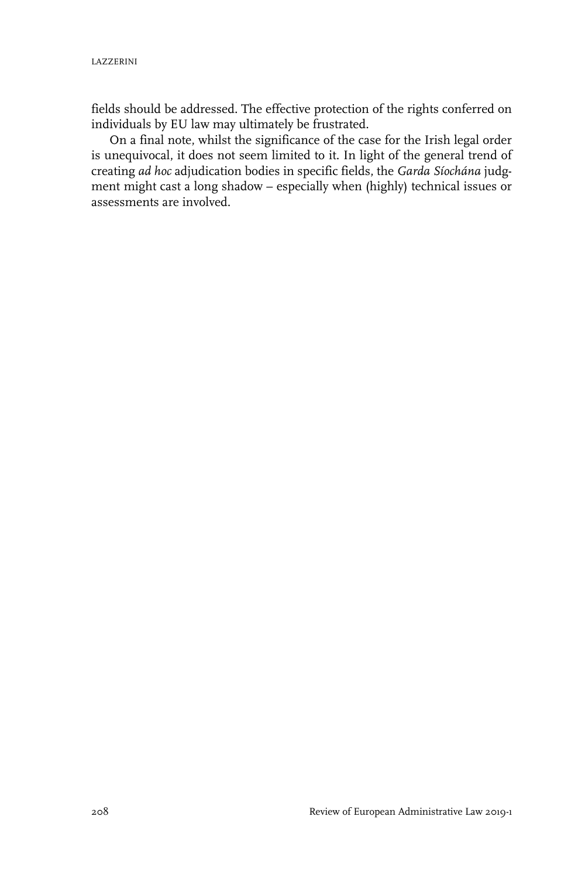fields should be addressed. The effective protection of the rights conferred on individuals by EU law may ultimately be frustrated.

On a final note, whilst the significance of the case for the Irish legal order is unequivocal, it does not seem limited to it. In light of the general trend of creating *ad hoc* adjudication bodies in specific fields, the *Garda Síochána* judgment might cast a long shadow – especially when (highly) technical issues or assessments are involved.